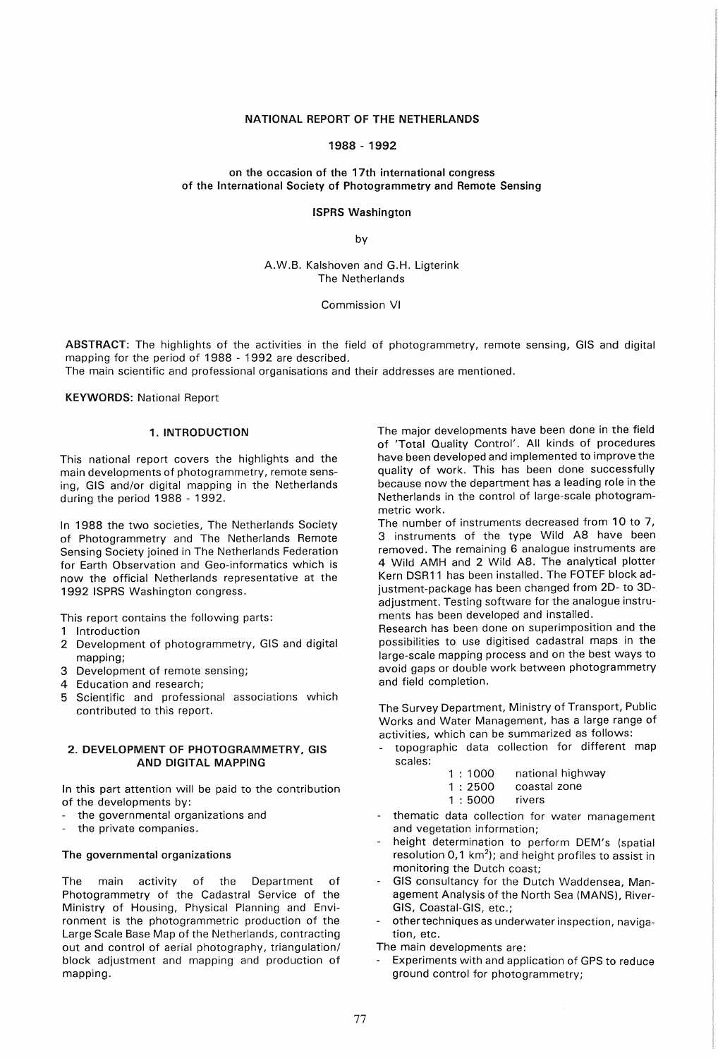# NATIONAL REPORT OF THE NETHERLANDS

## 1988 - 1992

**on the occasion of the 17th international congress of the International Society of Photogrammetry and Remote Sensing**

**ISPRS Washington**

by

A.W.B. Kalshoven and G.H. Ligterink
The Netherlands

Commission VI

**ABSTRACT:** The highlights of the activities in the field of photogrammetry, remote sensing, GIS and digital mapping for the period of 1988 - 1992 are described.
The main scientific and professional organisations and their addresses are mentioned.

**KEYWORDS:** National Report

## 1. INTRODUCTION

This national report covers the highlights and the main developments of photogrammetry, remote sensing, GIS and/or digital mapping in the Netherlands during the period 1988 - 1992.

In 1988 the two societies, The Netherlands Society of Photogrammetry and The Netherlands Remote Sensing Society joined in The Netherlands Federation for Earth Observation and Geo-informatics which is now the official Netherlands representative at the 1992 ISPRS Washington congress.

This report contains the following parts:
1. Introduction
2. Development of photogrammetry, GIS and digital mapping;
3. Development of remote sensing;
4. Education and research;
5. Scientific and professional associations which contributed to this report.

## 2. DEVELOPMENT OF PHOTOGRAMMETRY, GIS AND DIGITAL MAPPING

In this part attention will be paid to the contribution of the developments by:
- the governmental organizations and
- the private companies.

### The governmental organizations

The main activity of the Department of Photogrammetry of the Cadastral Service of the Ministry of Housing, Physical Planning and Environment is the photogrammetric production of the Large Scale Base Map of the Netherlands, contracting out and control of aerial photography, triangulation/block adjustment and mapping and production of mapping.

The major developments have been done in the field of 'Total Quality Control'. All kinds of procedures have been developed and implemented to improve the quality of work. This has been done successfully because now the department has a leading role in the Netherlands in the control of large-scale photogrammetric work.
The number of instruments decreased from 10 to 7, 3 instruments of the type Wild A8 have been removed. The remaining 6 analogue instruments are 4 Wild AMH and 2 Wild A8. The analytical plotter Kern DSR11 has been installed. The FOTEF block adjustment-package has been changed from 2D- to 3D-adjustment. Testing software for the analogue instruments has been developed and installed.
Research has been done on superimposition and the possibilities to use digitised cadastral maps in the large-scale mapping process and on the best ways to avoid gaps or double work between photogrammetry and field completion.

The Survey Department, Ministry of Transport, Public Works and Water Management, has a large range of activities, which can be summarized as follows:
- topographic data collection for different map scales:

| | |
|---|---|
| 1 : 1000 | national highway |
| 1 : 2500 | coastal zone |
| 1 : 5000 | rivers |

- thematic data collection for water management and vegetation information;
- height determination to perform DEM's (spatial resolution 0,1 km$^2$); and height profiles to assist in monitoring the Dutch coast;
- GIS consultancy for the Dutch Waddensea, Management Analysis of the North Sea (MANS), River-GIS, Coastal-GIS, etc.;
- other techniques as underwater inspection, navigation, etc.

The main developments are:
- Experiments with and application of GPS to reduce ground control for photogrammetry;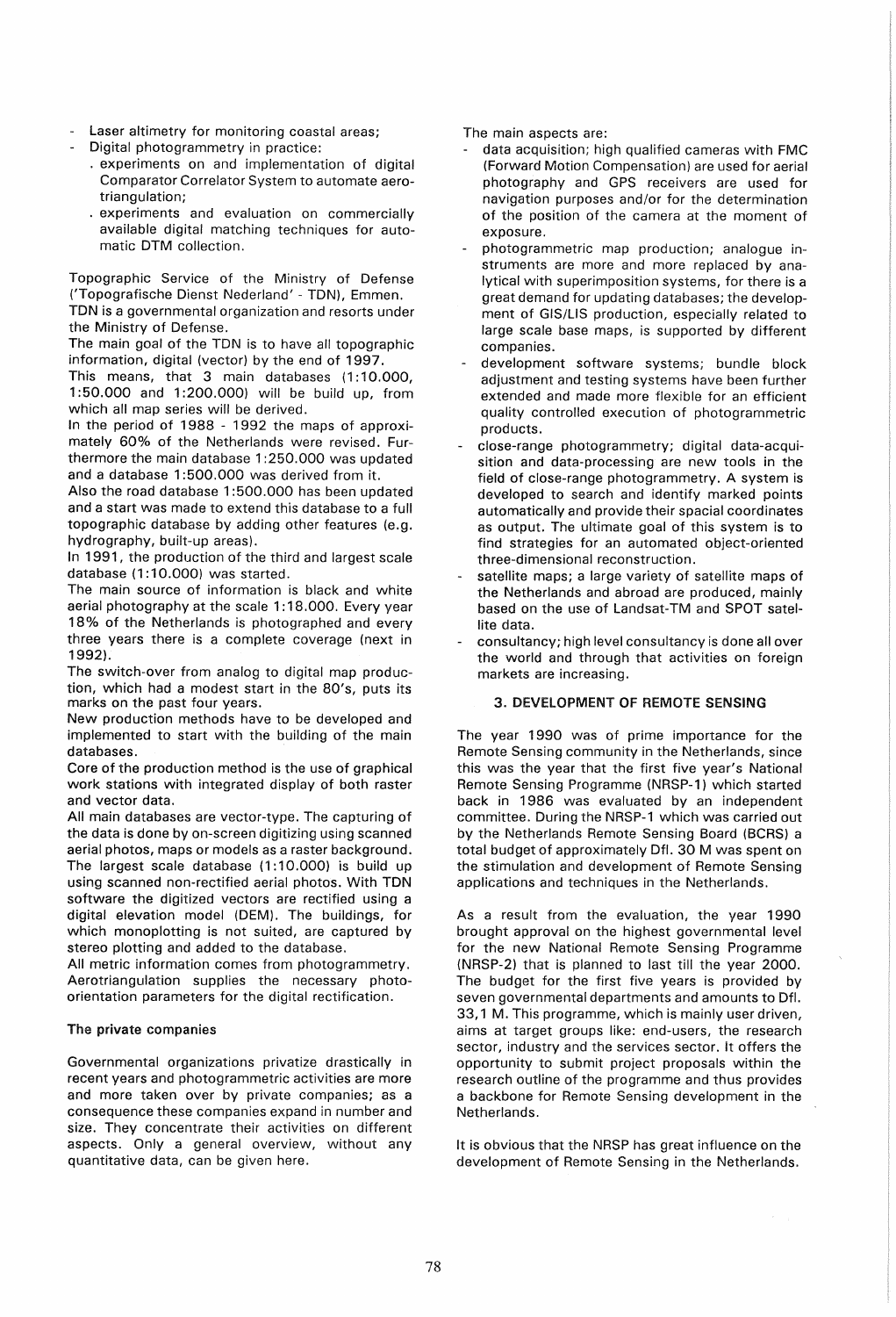- Laser altimetry for monitoring coastal areas;
- Digital photogrammetry in practice:
  . experiments on and implementation of digital Comparator Correlator System to automate aerotriangulation;
  . experiments and evaluation on commercially available digital matching techniques for automatic DTM collection.

Topographic Service of the Ministry of Defense ('Topografische Dienst Nederland' - TDN), Emmen.
TDN is a governmental organization and resorts under the Ministry of Defense.
The main goal of the TDN is to have all topographic information, digital (vector) by the end of 1997.
This means, that 3 main databases (1:10.000, 1:50.000 and 1:200.000) will be build up, from which all map series will be derived.
In the period of 1988 - 1992 the maps of approximately 60% of the Netherlands were revised. Furthermore the main database 1:250.000 was updated and a database 1:500.000 was derived from it.
Also the road database 1:500.000 has been updated and a start was made to extend this database to a full topographic database by adding other features (e.g. hydrography, built-up areas).
In 1991, the production of the third and largest scale database (1:10.000) was started.
The main source of information is black and white aerial photography at the scale 1:18.000. Every year 18% of the Netherlands is photographed and every three years there is a complete coverage (next in 1992).
The switch-over from analog to digital map production, which had a modest start in the 80's, puts its marks on the past four years.
New production methods have to be developed and implemented to start with the building of the main databases.
Core of the production method is the use of graphical work stations with integrated display of both raster and vector data.
All main databases are vector-type. The capturing of the data is done by on-screen digitizing using scanned aerial photos, maps or models as a raster background. The largest scale database (1:10.000) is build up using scanned non-rectified aerial photos. With TDN software the digitized vectors are rectified using a digital elevation model (DEM). The buildings, for which monoplotting is not suited, are captured by stereo plotting and added to the database.
All metric information comes from photogrammetry. Aerotriangulation supplies the necessary photo-orientation parameters for the digital rectification.

**The private companies**

Governmental organizations privatize drastically in recent years and photogrammetric activities are more and more taken over by private companies; as a consequence these companies expand in number and size. They concentrate their activities on different aspects. Only a general overview, without any quantitative data, can be given here.

The main aspects are:

- data acquisition; high qualified cameras with FMC (Forward Motion Compensation) are used for aerial photography and GPS receivers are used for navigation purposes and/or for the determination of the position of the camera at the moment of exposure.
- photogrammetric map production; analogue instruments are more and more replaced by analytical with superimposition systems, for there is a great demand for updating databases; the development of GIS/LIS production, especially related to large scale base maps, is supported by different companies.
- development software systems; bundle block adjustment and testing systems have been further extended and made more flexible for an efficient quality controlled execution of photogrammetric products.
- close-range photogrammetry; digital data-acquisition and data-processing are new tools in the field of close-range photogrammetry. A system is developed to search and identify marked points automatically and provide their spacial coordinates as output. The ultimate goal of this system is to find strategies for an automated object-oriented three-dimensional reconstruction.
- satellite maps; a large variety of satellite maps of the Netherlands and abroad are produced, mainly based on the use of Landsat-TM and SPOT satellite data.
- consultancy; high level consultancy is done all over the world and through that activities on foreign markets are increasing.

## 3. DEVELOPMENT OF REMOTE SENSING

The year 1990 was of prime importance for the Remote Sensing community in the Netherlands, since this was the year that the first five year's National Remote Sensing Programme (NRSP-1) which started back in 1986 was evaluated by an independent committee. During the NRSP-1 which was carried out by the Netherlands Remote Sensing Board (BCRS) a total budget of approximately Dfl. 30 M was spent on the stimulation and development of Remote Sensing applications and techniques in the Netherlands.

As a result from the evaluation, the year 1990 brought approval on the highest governmental level for the new National Remote Sensing Programme (NRSP-2) that is planned to last till the year 2000. The budget for the first five years is provided by seven governmental departments and amounts to Dfl. 33,1 M. This programme, which is mainly user driven, aims at target groups like: end-users, the research sector, industry and the services sector. It offers the opportunity to submit project proposals within the research outline of the programme and thus provides a backbone for Remote Sensing development in the Netherlands.

It is obvious that the NRSP has great influence on the development of Remote Sensing in the Netherlands.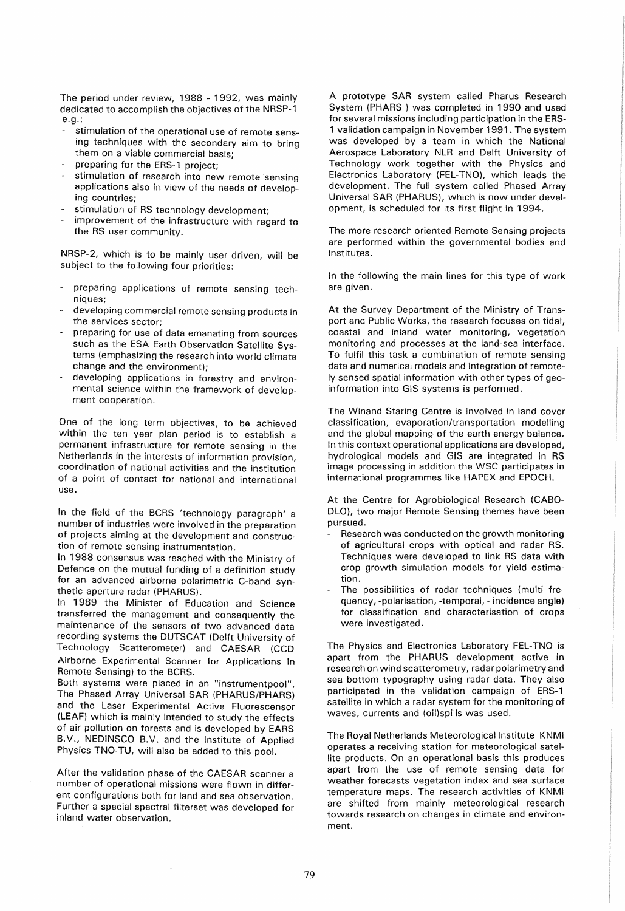The period under review, 1988 - 1992, was mainly dedicated to accomplish the objectives of the NRSP-1 e.g.:

- stimulation of the operational use of remote sensing techniques with the secondary aim to bring them on a viable commercial basis;
- preparing for the ERS-1 project;
- stimulation of research into new remote sensing applications also in view of the needs of developing countries;
- stimulation of RS technology development;
- improvement of the infrastructure with regard to the RS user community.

NRSP-2, which is to be mainly user driven, will be subject to the following four priorities:

- preparing applications of remote sensing techniques;
- developing commercial remote sensing products in the services sector;
- preparing for use of data emanating from sources such as the ESA Earth Observation Satellite Systems (emphasizing the research into world climate change and the environment);
- developing applications in forestry and environmental science within the framework of development cooperation.

One of the long term objectives, to be achieved within the ten year plan period is to establish a permanent infrastructure for remote sensing in the Netherlands in the interests of information provision, coordination of national activities and the institution of a point of contact for national and international use.

In the field of the BCRS 'technology paragraph' a number of industries were involved in the preparation of projects aiming at the development and construction of remote sensing instrumentation.

In 1988 consensus was reached with the Ministry of Defence on the mutual funding of a definition study for an advanced airborne polarimetric C-band synthetic aperture radar (PHARUS).

In 1989 the Minister of Education and Science transferred the management and consequently the maintenance of the sensors of two advanced data recording systems the DUTSCAT (Delft University of Technology Scatterometer) and CAESAR (CCD Airborne Experimental Scanner for Applications in Remote Sensing) to the BCRS.

Both systems were placed in an "instrumentpool". The Phased Array Universal SAR (PHARUS/PHARS) and the Laser Experimental Active Fluorescensor (LEAF) which is mainly intended to study the effects of air pollution on forests and is developed by EARS B.V., NEDINSCO B.V. and the Institute of Applied Physics TNO-TU, will also be added to this pool.

After the validation phase of the CAESAR scanner a number of operational missions were flown in different configurations both for land and sea observation. Further a special spectral filterset was developed for inland water observation.

A prototype SAR system called Pharus Research System (PHARS ) was completed in 1990 and used for several missions including participation in the ERS-1 validation campaign in November 1991. The system was developed by a team in which the National Aerospace Laboratory NLR and Delft University of Technology work together with the Physics and Electronics Laboratory (FEL-TNO), which leads the development. The full system called Phased Array Universal SAR (PHARUS), which is now under development, is scheduled for its first flight in 1994.

The more research oriented Remote Sensing projects are performed within the governmental bodies and institutes.

In the following the main lines for this type of work are given.

At the Survey Department of the Ministry of Transport and Public Works, the research focuses on tidal, coastal and inland water monitoring, vegetation monitoring and processes at the land-sea interface. To fulfil this task a combination of remote sensing data and numerical models and integration of remotely sensed spatial information with other types of geoinformation into GIS systems is performed.

The Winand Staring Centre is involved in land cover classification, evaporation/transportation modelling and the global mapping of the earth energy balance. In this context operational applications are developed, hydrological models and GIS are integrated in RS image processing in addition the WSC participates in international programmes like HAPEX and EPOCH.

At the Centre for Agrobiological Research (CABO-DLO), two major Remote Sensing themes have been pursued.

- Research was conducted on the growth monitoring of agricultural crops with optical and radar RS. Techniques were developed to link RS data with crop growth simulation models for yield estimation.
- The possibilities of radar techniques (multi frequency, -polarisation, -temporal, - incidence angle) for classification and characterisation of crops were investigated.

The Physics and Electronics Laboratory FEL-TNO is apart from the PHARUS development active in research on wind scatterometry, radar polarimetry and sea bottom typography using radar data. They also participated in the validation campaign of ERS-1 satellite in which a radar system for the monitoring of waves, currents and (oil)spills was used.

The Royal Netherlands Meteorological Institute KNMI operates a receiving station for meteorological satellite products. On an operational basis this produces apart from the use of remote sensing data for weather forecasts vegetation index and sea surface temperature maps. The research activities of KNMI are shifted from mainly meteorological research towards research on changes in climate and environment.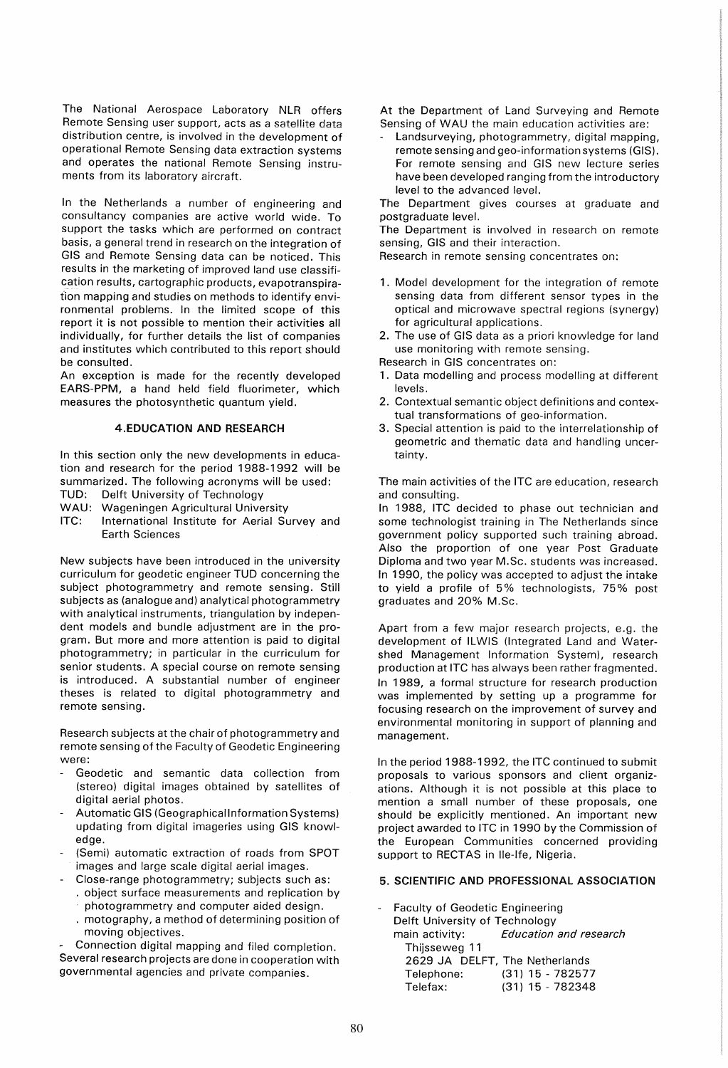The National Aerospace Laboratory NLR offers Remote Sensing user support, acts as a satellite data distribution centre, is involved in the development of operational Remote Sensing data extraction systems and operates the national Remote Sensing instruments from its laboratory aircraft.

In the Netherlands a number of engineering and consultancy companies are active world wide. To support the tasks which are performed on contract basis, a general trend in research on the integration of GIS and Remote Sensing data can be noticed. This results in the marketing of improved land use classification results, cartographic products, evapotranspiration mapping and studies on methods to identify environmental problems. In the limited scope of this report it is not possible to mention their activities all individually, for further details the list of companies and institutes which contributed to this report should be consulted.
An exception is made for the recently developed EARS-PPM, a hand held field fluorimeter, which measures the photosynthetic quantum yield.

## 4. EDUCATION AND RESEARCH

In this section only the new developments in education and research for the period 1988-1992 will be summarized. The following acronyms will be used:

- TUD: Delft University of Technology
- WAU: Wageningen Agricultural University
- ITC: International Institute for Aerial Survey and Earth Sciences

New subjects have been introduced in the university curriculum for geodetic engineer TUD concerning the subject photogrammetry and remote sensing. Still subjects as (analogue and) analytical photogrammetry with analytical instruments, triangulation by independent models and bundle adjustment are in the program. But more and more attention is paid to digital photogrammetry; in particular in the curriculum for senior students. A special course on remote sensing is introduced. A substantial number of engineer theses is related to digital photogrammetry and remote sensing.

Research subjects at the chair of photogrammetry and remote sensing of the Faculty of Geodetic Engineering were:

- Geodetic and semantic data collection from (stereo) digital images obtained by satellites of digital aerial photos.
- Automatic GIS (Geographical Information Systems) updating from digital imageries using GIS knowledge.
- (Semi) automatic extraction of roads from SPOT images and large scale digital aerial images.
- Close-range photogrammetry; subjects such as:
  - . object surface measurements and replication by photogrammetry and computer aided design.
  - . motography, a method of determining position of moving objectives.
- Connection digital mapping and filed completion.

Several research projects are done in cooperation with governmental agencies and private companies.

At the Department of Land Surveying and Remote Sensing of WAU the main education activities are:

- Landsurveying, photogrammetry, digital mapping, remote sensing and geo-information systems (GIS). For remote sensing and GIS new lecture series have been developed ranging from the introductory level to the advanced level.

The Department gives courses at graduate and postgraduate level.
The Department is involved in research on remote sensing, GIS and their interaction.
Research in remote sensing concentrates on:

1. Model development for the integration of remote sensing data from different sensor types in the optical and microwave spectral regions (synergy) for agricultural applications.
2. The use of GIS data as a priori knowledge for land use monitoring with remote sensing.

Research in GIS concentrates on:

1. Data modelling and process modelling at different levels.
2. Contextual semantic object definitions and contextual transformations of geo-information.
3. Special attention is paid to the interrelationship of geometric and thematic data and handling uncertainty.

The main activities of the ITC are education, research and consulting.
In 1988, ITC decided to phase out technician and some technologist training in The Netherlands since government policy supported such training abroad. Also the proportion of one year Post Graduate Diploma and two year M.Sc. students was increased. In 1990, the policy was accepted to adjust the intake to yield a profile of 5% technologists, 75% post graduates and 20% M.Sc.

Apart from a few major research projects, e.g. the development of ILWIS (Integrated Land and Watershed Management Information System), research production at ITC has always been rather fragmented. In 1989, a formal structure for research production was implemented by setting up a programme for focusing research on the improvement of survey and environmental monitoring in support of planning and management.

In the period 1988-1992, the ITC continued to submit proposals to various sponsors and client organizations. Although it is not possible at this place to mention a small number of these proposals, one should be explicitly mentioned. An important new project awarded to ITC in 1990 by the Commission of the European Communities concerned providing support to RECTAS in Ile-Ife, Nigeria.

## 5. SCIENTIFIC AND PROFESSIONAL ASSOCIATION

- Faculty of Geodetic Engineering
  Delft University of Technology
  main activity: *Education and research*
  Thijsseweg 11
  2629 JA DELFT, The Netherlands
  Telephone: (31) 15 - 782577
  Telefax: (31) 15 - 782348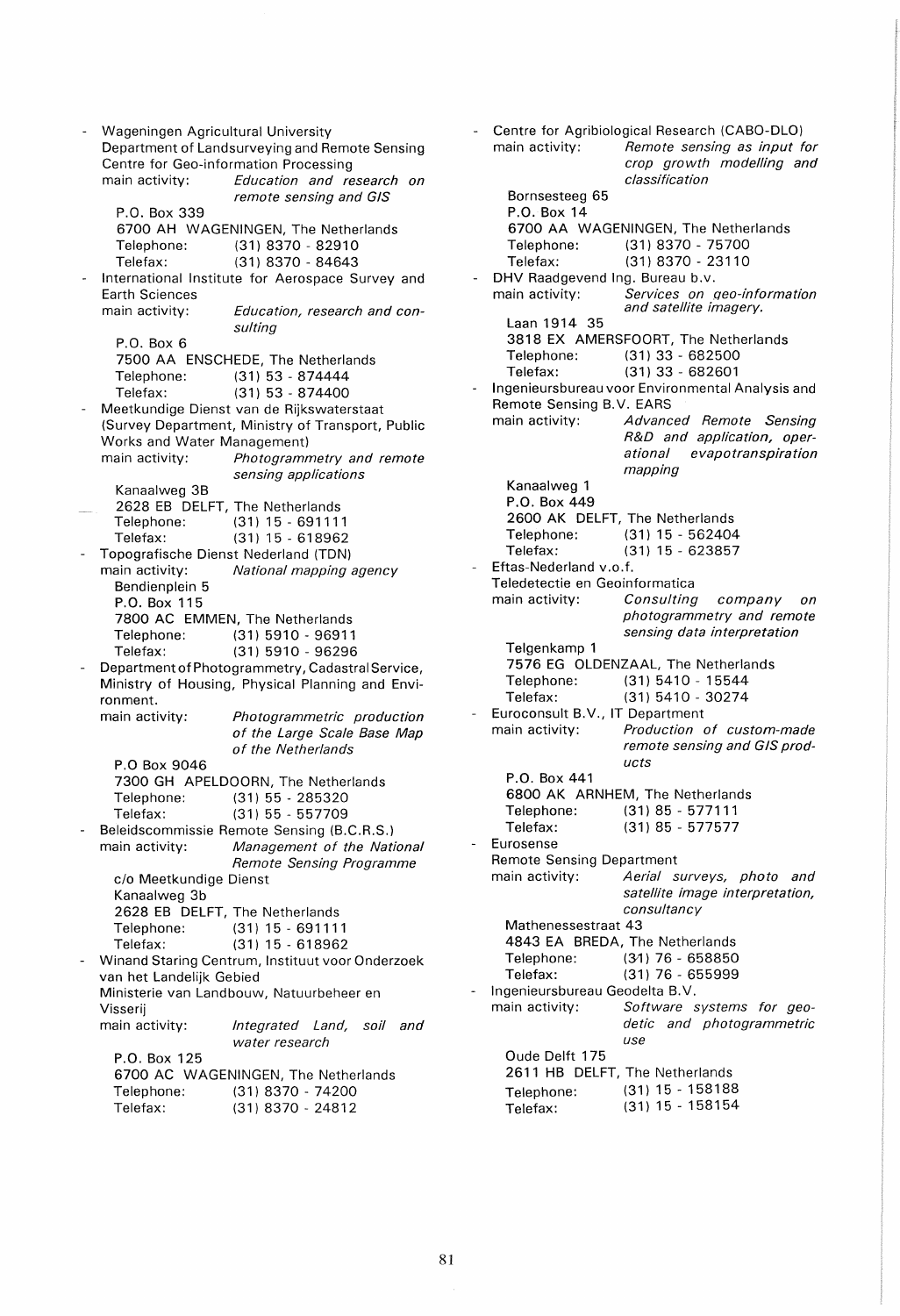- Wageningen Agricultural University
  Department of Landsurveying and Remote Sensing
  Centre for Geo-information Processing
  main activity: *Education and research on remote sensing and GIS*
  P.O. Box 339
  6700 AH WAGENINGEN, The Netherlands
  Telephone: (31) 8370 - 82910
  Telefax: (31) 8370 - 84643
- International Institute for Aerospace Survey and Earth Sciences
  main activity: *Education, research and consulting*
  P.O. Box 6
  7500 AA ENSCHEDE, The Netherlands
  Telephone: (31) 53 - 874444
  Telefax: (31) 53 - 874400
- Meetkundige Dienst van de Rijkswaterstaat (Survey Department, Ministry of Transport, Public Works and Water Management)
  main activity: *Photogrammetry and remote sensing applications*
  Kanaalweg 3B
  2628 EB DELFT, The Netherlands
  Telephone: (31) 15 - 691111
  Telefax: (31) 15 - 618962
- Topografische Dienst Nederland (TDN)
  main activity: *National mapping agency*
  Bendienplein 5
  P.O. Box 115
  7800 AC EMMEN, The Netherlands
  Telephone: (31) 5910 - 96911
  Telefax: (31) 5910 - 96296
- Department of Photogrammetry, Cadastral Service, Ministry of Housing, Physical Planning and Environment.
  main activity: *Photogrammetric production of the Large Scale Base Map of the Netherlands*
  P.O Box 9046
  7300 GH APELDOORN, The Netherlands
  Telephone: (31) 55 - 285320
  Telefax: (31) 55 - 557709
- Beleidscommissie Remote Sensing (B.C.R.S.)
  main activity: *Management of the National Remote Sensing Programme*
  c/o Meetkundige Dienst
  Kanaalweg 3b
  2628 EB DELFT, The Netherlands
  Telephone: (31) 15 - 691111
  Telefax: (31) 15 - 618962
- Winand Staring Centrum, Instituut voor Onderzoek van het Landelijk Gebied
  Ministerie van Landbouw, Natuurbeheer en Visserij
  main activity: *Integrated Land, soil and water research*
  P.O. Box 125
  6700 AC WAGENINGEN, The Netherlands
  Telephone: (31) 8370 - 74200
  Telefax: (31) 8370 - 24812
- Centre for Agribiological Research (CABO-DLO)
  main activity: *Remote sensing as input for crop growth modelling and classification*
  Bornsesteeg 65
  P.O. Box 14
  6700 AA WAGENINGEN, The Netherlands
  Telephone: (31) 8370 - 75700
  Telefax: (31) 8370 - 23110
- DHV Raadgevend Ing. Bureau b.v.
  main activity: *Services on geo-information and satellite imagery.*
  Laan 1914 35
  3818 EX AMERSFOORT, The Netherlands
  Telephone: (31) 33 - 682500
  Telefax: (31) 33 - 682601
- Ingenieursbureau voor Environmental Analysis and Remote Sensing B.V. EARS
  main activity: *Advanced Remote Sensing R&D and application, operational evapotranspiration mapping*
  Kanaalweg 1
  P.O. Box 449
  2600 AK DELFT, The Netherlands
  Telephone: (31) 15 - 562404
  Telefax: (31) 15 - 623857
- Eftas-Nederland v.o.f.
  Teledetectie en Geoinformatica
  main activity: *Consulting company on photogrammetry and remote sensing data interpretation*
  Telgenkamp 1
  7576 EG OLDENZAAL, The Netherlands
  Telephone: (31) 5410 - 15544
  Telefax: (31) 5410 - 30274
- Euroconsult B.V., IT Department
  main activity: *Production of custom-made remote sensing and GIS products*
  P.O. Box 441
  6800 AK ARNHEM, The Netherlands
  Telephone: (31) 85 - 577111
  Telefax: (31) 85 - 577577
- Eurosense
  Remote Sensing Department
  main activity: *Aerial surveys, photo and satellite image interpretation, consultancy*
  Mathenessestraat 43
  4843 EA BREDA, The Netherlands
  Telephone: (31) 76 - 658850
  Telefax: (31) 76 - 655999
- Ingenieursbureau Geodelta B.V.
  main activity: *Software systems for geodetic and photogrammetric use*
  Oude Delft 175
  2611 HB DELFT, The Netherlands
  Telephone: (31) 15 - 158188
  Telefax: (31) 15 - 158154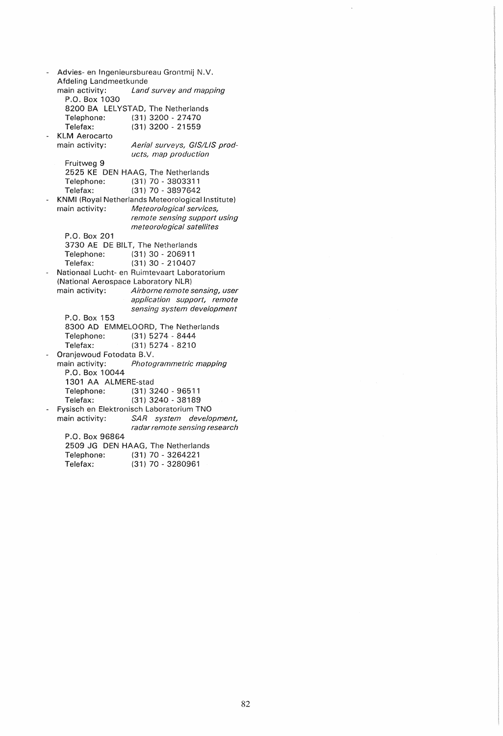- Advies- en Ingenieursbureau Grontmij N.V.
  Afdeling Landmeetkunde
  main activity: *Land survey and mapping*
  P.O. Box 1030
  8200 BA LELYSTAD, The Netherlands
  Telephone: (31) 3200 - 27470
  Telefax: (31) 3200 - 21559
- KLM Aerocarto
  main activity: *Aerial surveys, GIS/LIS products, map production*
  Fruitweg 9
  2525 KE DEN HAAG, The Netherlands
  Telephone: (31) 70 - 3803311
  Telefax: (31) 70 - 3897642
- KNMI (Royal Netherlands Meteorological Institute)
  main activity: *Meteorological services, remote sensing support using meteorological satellites*
  P.O. Box 201
  3730 AE DE BILT, The Netherlands
  Telephone: (31) 30 - 206911
  Telefax: (31) 30 - 210407
- Nationaal Lucht- en Ruimtevaart Laboratorium
  (National Aerospace Laboratory NLR)
  main activity: *Airborne remote sensing, user application support, remote sensing system development*
  P.O. Box 153
  8300 AD EMMELOORD, The Netherlands
  Telephone: (31) 5274 - 8444
  Telefax: (31) 5274 - 8210
- Oranjewoud Fotodata B.V.
  main activity: *Photogrammetric mapping*
  P.O. Box 10044
  1301 AA ALMERE-stad
  Telephone: (31) 3240 - 96511
  Telefax: (31) 3240 - 38189
- Fysisch en Elektronisch Laboratorium TNO
  main activity: *SAR system development, radar remote sensing research*
  P.O. Box 96864
  2509 JG DEN HAAG, The Netherlands
  Telephone: (31) 70 - 3264221
  Telefax: (31) 70 - 3280961